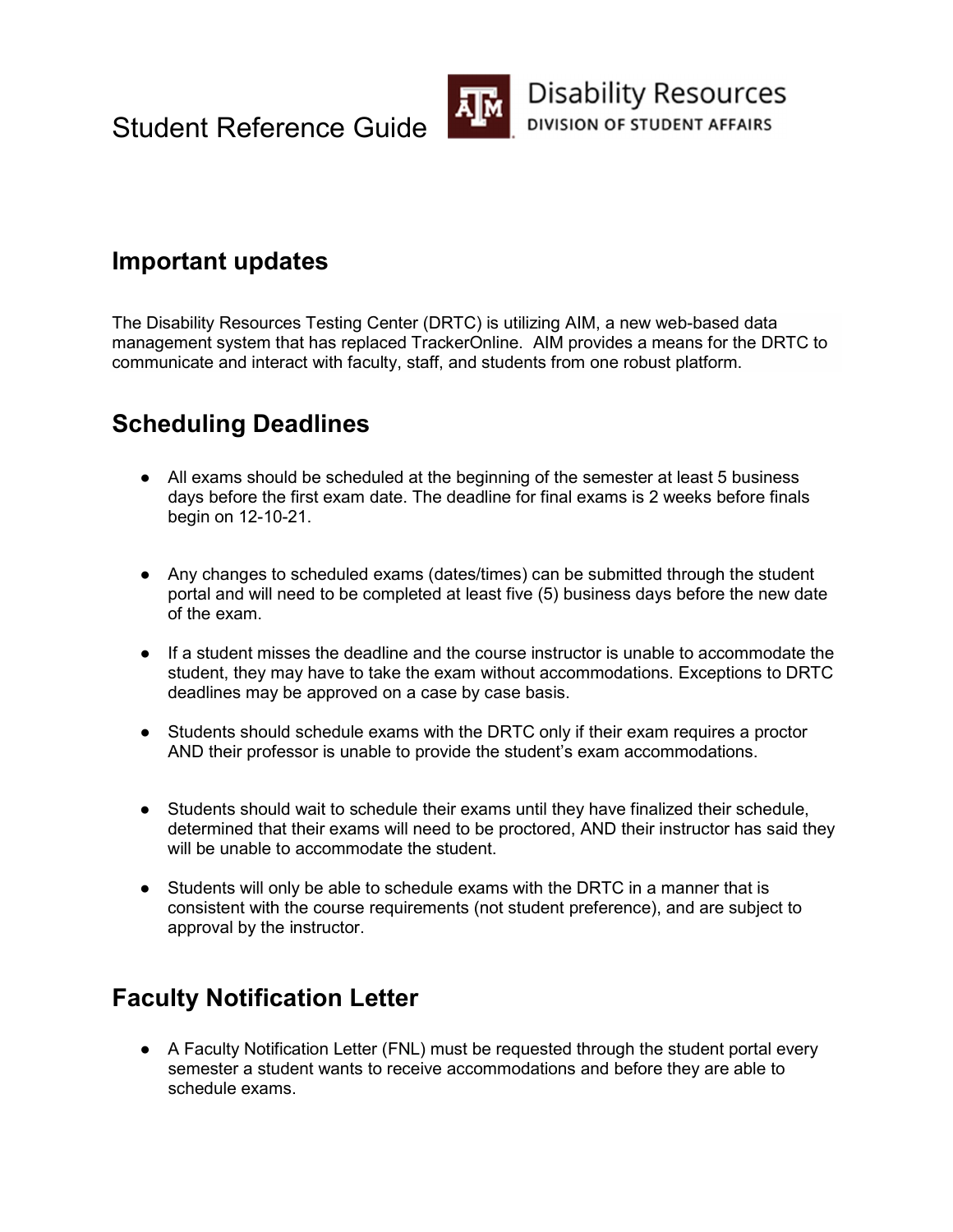# Student Reference Guide

Disability Resources
DIVISION OF STUDENT AFFAIRS

## Important updates

The Disability Resources Testing Center (DRTC) is utilizing AIM, a new web-based data management system that has replaced TrackerOnline. AIM provides a means for the DRTC to communicate and interact with faculty, staff, and students from one robust platform.

## Scheduling Deadlines

- All exams should be scheduled at the beginning of the semester at least 5 business days before the first exam date. The deadline for final exams is 2 weeks before finals begin on 12-10-21.
- Any changes to scheduled exams (dates/times) can be submitted through the student portal and will need to be completed at least five (5) business days before the new date of the exam.
- If a student misses the deadline and the course instructor is unable to accommodate the student, they may have to take the exam without accommodations. Exceptions to DRTC deadlines may be approved on a case by case basis.
- Students should schedule exams with the DRTC only if their exam requires a proctor AND their professor is unable to provide the student's exam accommodations.
- Students should wait to schedule their exams until they have finalized their schedule, determined that their exams will need to be proctored, AND their instructor has said they will be unable to accommodate the student.
- Students will only be able to schedule exams with the DRTC in a manner that is consistent with the course requirements (not student preference), and are subject to approval by the instructor.

## Faculty Notification Letter

- A Faculty Notification Letter (FNL) must be requested through the student portal every semester a student wants to receive accommodations and before they are able to schedule exams.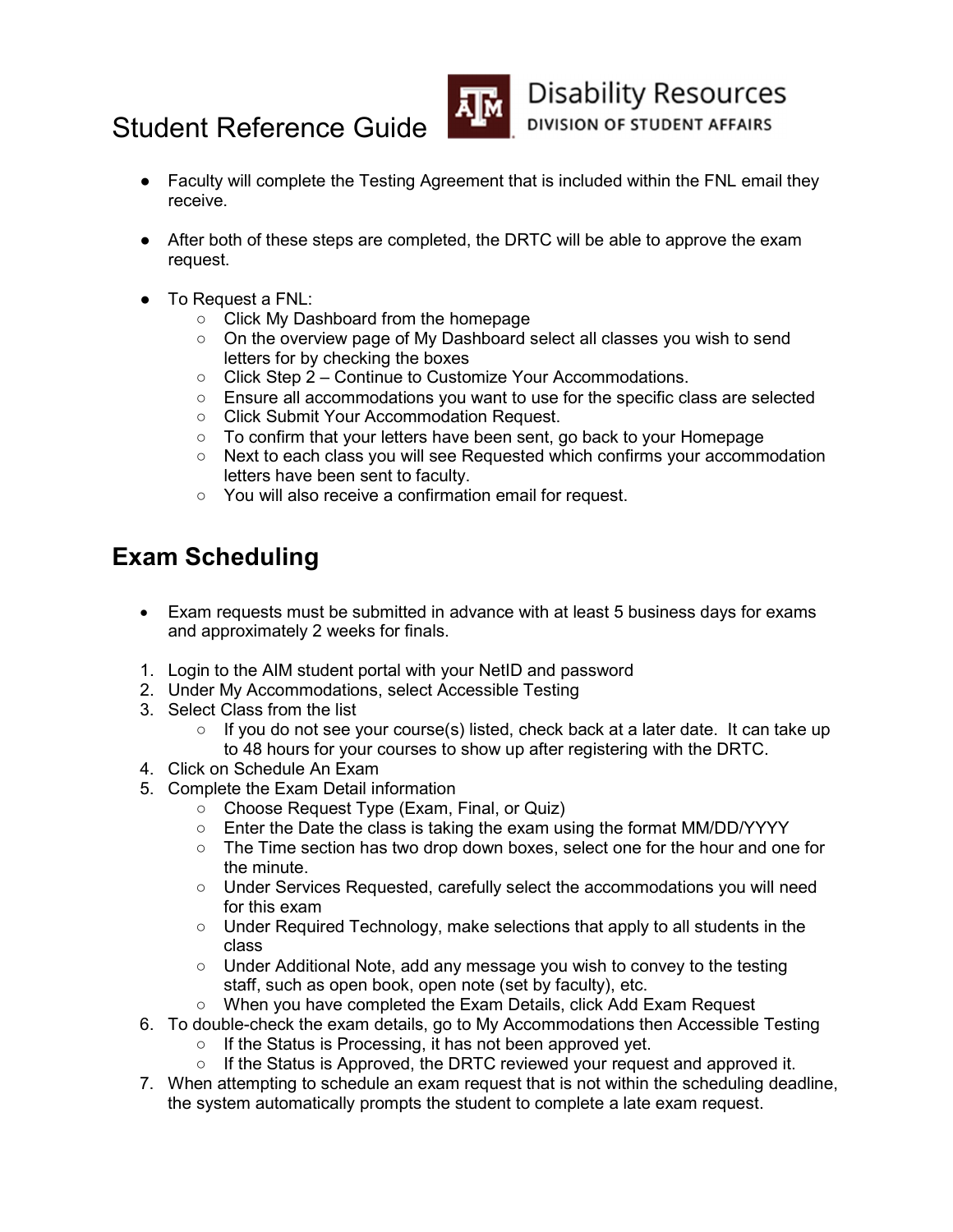- Faculty will complete the Testing Agreement that is included within the FNL email they receive.

- After both of these steps are completed, the DRTC will be able to approve the exam request.

- To Request a FNL:
  - Click My Dashboard from the homepage
  - On the overview page of My Dashboard select all classes you wish to send letters for by checking the boxes
  - Click Step 2 – Continue to Customize Your Accommodations.
  - Ensure all accommodations you want to use for the specific class are selected
  - Click Submit Your Accommodation Request.
  - To confirm that your letters have been sent, go back to your Homepage
  - Next to each class you will see Requested which confirms your accommodation letters have been sent to faculty.
  - You will also receive a confirmation email for request.

## Exam Scheduling

- Exam requests must be submitted in advance with at least 5 business days for exams and approximately 2 weeks for finals.

1. Login to the AIM student portal with your NetID and password
2. Under My Accommodations, select Accessible Testing
3. Select Class from the list
   - If you do not see your course(s) listed, check back at a later date. It can take up to 48 hours for your courses to show up after registering with the DRTC.
4. Click on Schedule An Exam
5. Complete the Exam Detail information
   - Choose Request Type (Exam, Final, or Quiz)
   - Enter the Date the class is taking the exam using the format MM/DD/YYYY
   - The Time section has two drop down boxes, select one for the hour and one for the minute.
   - Under Services Requested, carefully select the accommodations you will need for this exam
   - Under Required Technology, make selections that apply to all students in the class
   - Under Additional Note, add any message you wish to convey to the testing staff, such as open book, open note (set by faculty), etc.
   - When you have completed the Exam Details, click Add Exam Request
6. To double-check the exam details, go to My Accommodations then Accessible Testing
   - If the Status is Processing, it has not been approved yet.
   - If the Status is Approved, the DRTC reviewed your request and approved it.
7. When attempting to schedule an exam request that is not within the scheduling deadline, the system automatically prompts the student to complete a late exam request.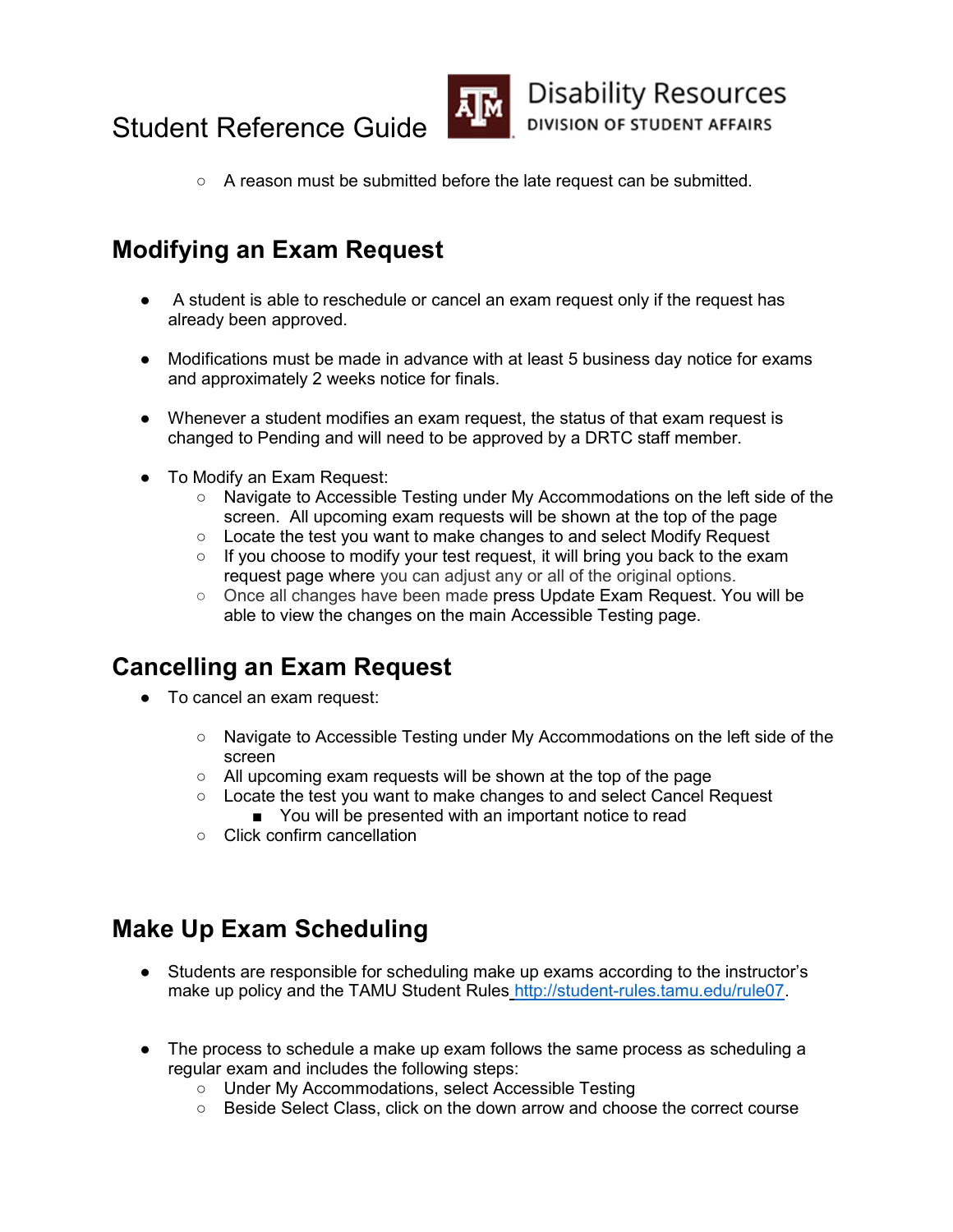- A reason must be submitted before the late request can be submitted.

## Modifying an Exam Request

- A student is able to reschedule or cancel an exam request only if the request has already been approved.

- Modifications must be made in advance with at least 5 business day notice for exams and approximately 2 weeks notice for finals.

- Whenever a student modifies an exam request, the status of that exam request is changed to Pending and will need to be approved by a DRTC staff member.

- To Modify an Exam Request:
  - Navigate to Accessible Testing under My Accommodations on the left side of the screen. All upcoming exam requests will be shown at the top of the page
  - Locate the test you want to make changes to and select Modify Request
  - If you choose to modify your test request, it will bring you back to the exam request page where you can adjust any or all of the original options.
  - Once all changes have been made press Update Exam Request. You will be able to view the changes on the main Accessible Testing page.

## Cancelling an Exam Request

- To cancel an exam request:
  - Navigate to Accessible Testing under My Accommodations on the left side of the screen
  - All upcoming exam requests will be shown at the top of the page
  - Locate the test you want to make changes to and select Cancel Request
    - You will be presented with an important notice to read
  - Click confirm cancellation

## Make Up Exam Scheduling

- Students are responsible for scheduling make up exams according to the instructor's make up policy and the TAMU Student Rules http://student-rules.tamu.edu/rule07.

- The process to schedule a make up exam follows the same process as scheduling a regular exam and includes the following steps:
  - Under My Accommodations, select Accessible Testing
  - Beside Select Class, click on the down arrow and choose the correct course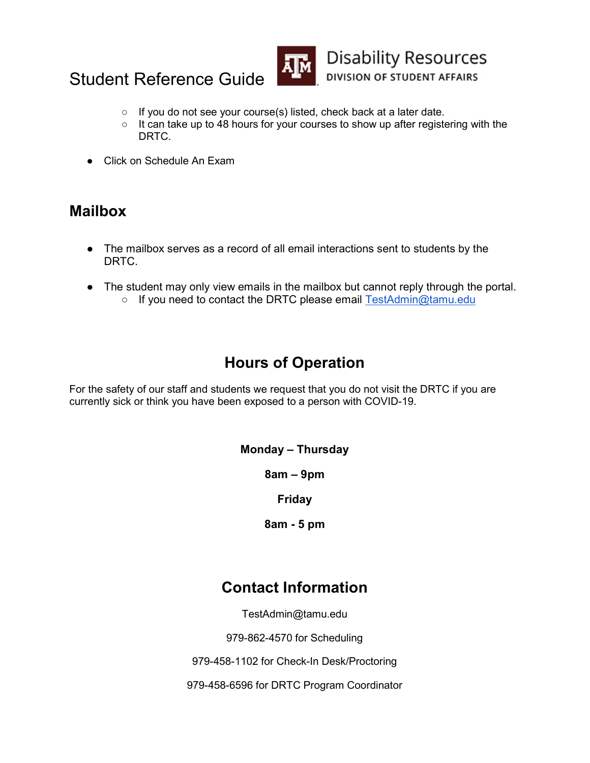- If you do not see your course(s) listed, check back at a later date.
  - It can take up to 48 hours for your courses to show up after registering with the DRTC.

- Click on Schedule An Exam

## Mailbox

- The mailbox serves as a record of all email interactions sent to students by the DRTC.

- The student may only view emails in the mailbox but cannot reply through the portal.
  - If you need to contact the DRTC please email TestAdmin@tamu.edu

## Hours of Operation

For the safety of our staff and students we request that you do not visit the DRTC if you are currently sick or think you have been exposed to a person with COVID-19.

**Monday – Thursday**

**8am – 9pm**

**Friday**

**8am - 5 pm**

## Contact Information

TestAdmin@tamu.edu

979-862-4570 for Scheduling

979-458-1102 for Check-In Desk/Proctoring

979-458-6596 for DRTC Program Coordinator